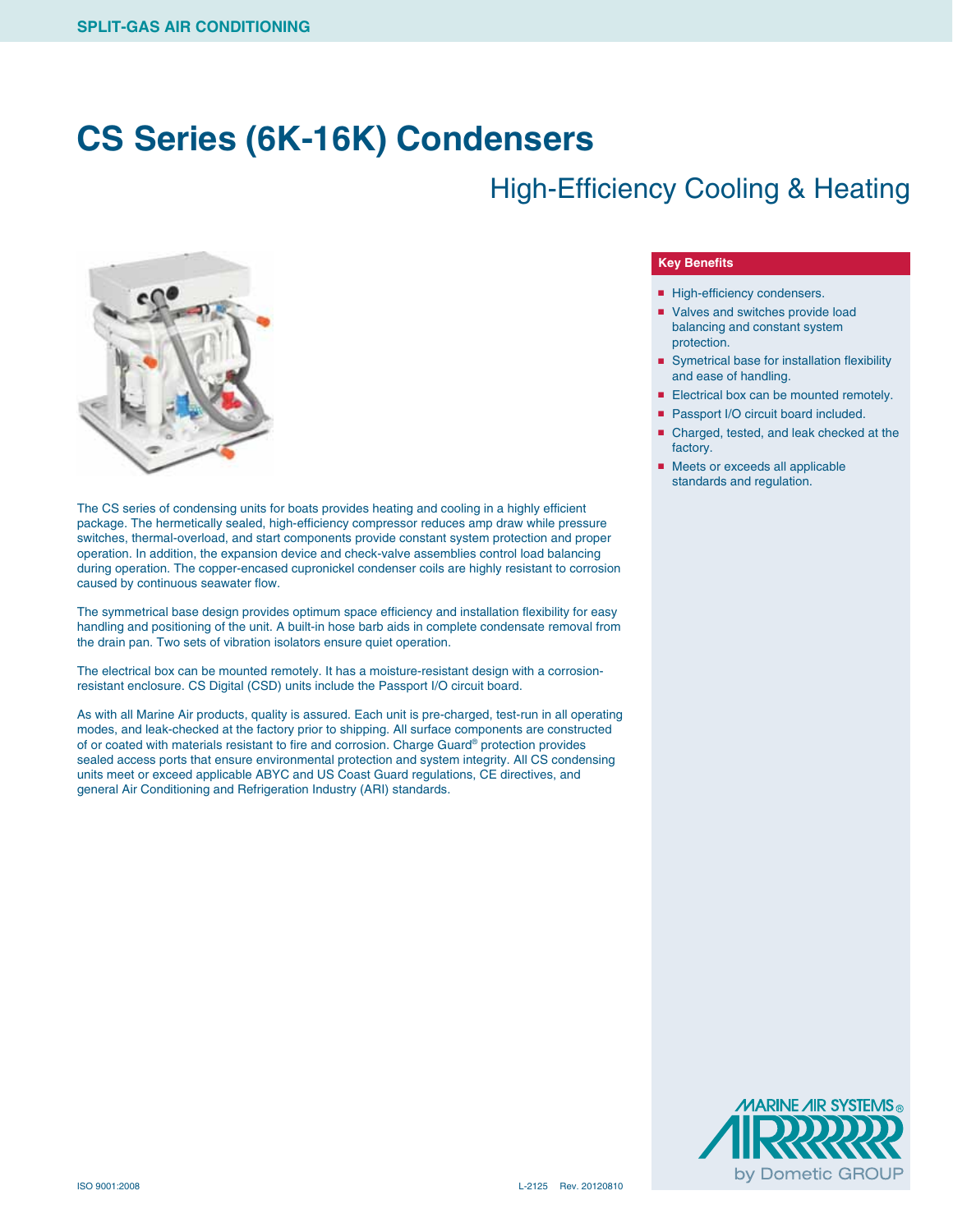SPLIT-GAS AIR CONDITIONING

# CS Series (6K-16K) Condensers

## High-Efficiency Cooling & Heating

### Key Benefits

- High-efficiency condensers.
- Valves and switches provide load balancing and constant system protection.
- Symetrical base for installation flexibility and ease of handling.
- Electrical box can be mounted remotely.
- Passport I/O circuit board included.
- Charged, tested, and leak checked at the factory.
- Meets or exceeds all applicable standards and regulation.

The CS series of condensing units for boats provides heating and cooling in a highly efficient package. The hermetically sealed, high-efficiency compressor reduces amp draw while pressure switches, thermal-overload, and start components provide constant system protection and proper operation. In addition, the expansion device and check-valve assemblies control load balancing during operation. The copper-encased cupronickel condenser coils are highly resistant to corrosion caused by continuous seawater flow.

The symmetrical base design provides optimum space efficiency and installation flexibility for easy handling and positioning of the unit. A built-in hose barb aids in complete condensate removal from the drain pan. Two sets of vibration isolators ensure quiet operation.

The electrical box can be mounted remotely. It has a moisture-resistant design with a corrosion-resistant enclosure. CS Digital (CSD) units include the Passport I/O circuit board.

As with all Marine Air products, quality is assured. Each unit is pre-charged, test-run in all operating modes, and leak-checked at the factory prior to shipping. All surface components are constructed of or coated with materials resistant to fire and corrosion. Charge Guard® protection provides sealed access ports that ensure environmental protection and system integrity. All CS condensing units meet or exceed applicable ABYC and US Coast Guard regulations, CE directives, and general Air Conditioning and Refrigeration Industry (ARI) standards.

MARINE AIR SYSTEMS® by Dometic GROUP

ISO 9001:2008

L-2125 Rev. 20120810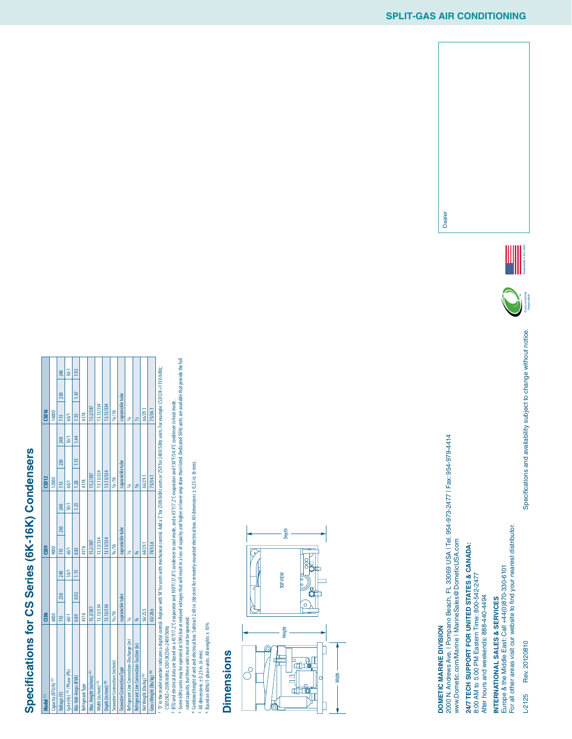# Specifications for CS Series (6K-16K) Condensers

| Model [1] | CSD6 | | | CSD9 | | | CSD12 | | | CSD16 | | |
|---|---|---|---|---|---|---|---|---|---|---|---|---|
| Capacity (BTU/h) [2] | 6000 | | | 9000 | | | 12000 | | | 16000 | | |
| Voltage (V) | 115 | 230 | 240 | 115 | 230 | 240 | 115 | 230 | 240 | 115 | 230 | 240 |
| Cycle (Hz) [3] / Phase (Ph) | 60/1 | | 50/1 | 60/1 | | 50/1 | 60/1 | | 50/1 | 60/1 | | 50/1 |
| Kilo-Volt-Amps (KVA) | 0.89 | 0.92 | 1.15 | 0.83 | | 1.25 | 1.28 | 1.15 | 1.44 | 1.55 | 1.47 | 1.92 |
| Refrigerant type | 417A | | | 417A | | | 417A | | | 417A | | |
| Max. Height (in/mm) [4] | 15.2/387 | | | 15.2/387 | | | 15.2/387 | | | 15.2/387 | | |
| Width (in/mm) [5] | 13.13/334 | | | 13.13/334 | | | 13.13/334 | | | 13.13/334 | | |
| Depth (in/mm) [5] | 13.13/334 | | | 13.13/334 | | | 13.13/334 | | | 13.13/334 | | |
| Seawater Connection (in/mm) | 5/8 /16 | | | 5/8 /16 | | | 5/8 /16 | | | 5/8 /16 | | |
| Seawater Connection Type | cupronickle tube | | | cupronickle tube | | | cupronickle tube | | | cupronickle tube | | |
| Refrigerant Line Connection-Discharge (in) | 1/4 | | | 1/4 | | | 1/4 | | | 1/4 | | |
| Refrigerant Line Connection-Suction (in) | 3/8 | | | 3/8 | | | 3/8 | | | 1/2 | | |
| Net Weight (lbs/kg) [6] | 56/25.5 | | | 64/29.1 | | | 66/29.1 | | | 66/29.1 | | |
| Gross Weight (lbs/kg) [6] | 63/28.6 | | | 74/33.6 | | | 75/34.1 | | | 75/34.1 | | |

1. 'D' in the model number indicates a digital control. Replace with 'M' for units with mechanical control. Add a 'Z' for 230V/60Hz units or 'Z50' for 240V/50Hz units. For example: CSD12K=115V/60Hz; CSD12KZ=230V/60Hz; CSD12KZ50=240V/50Hz
2. BTU and electrical data are based on a 45°F/7.2°C evaporator and 100°F/37.8°C condenser in cool mode, and a 45°F/7.2°C evaporator and 130°F/54.4°C condenser in heat mode.
3. Some 60Hz units may be operated at 50Hz but at reduced voltages that will result in a loss of capacity and higher or lower amp draw than listed. Dedicated 50Hz units are available that provide the full rated capacity, but these units must not be operated.
4. Combined height of unit and electrical box. Subtract 2.60 in. (66 mm) for remotely-mounted electrical box. All dimensions ± 0.25 in. (6 mm).
5. All dimensions ± 0.25 in. (6 mm).
6. Based on 60Hz/1-phase units. All weights ± 10%

## Dimensions

Height

Width

TOP VIEW

Depth

Dealer

**DOMETIC MARINE DIVISION**
2000 N. Andrews Ave. | Pompano Beach, FL 33069 USA | Tel. 954-973-2477 | Fax: 954-979-4414
www.Dometic.com/Marine | MarineSales@DometicUSA.com

**24/7 TECH SUPPORT FOR UNITED STATES & CANADA:**
8:00 AM to 5:00 PM Eastern Time: 800-542-2477
After hours and weekends: 888-440-4494

**INTERNATIONAL SALES & SERVICES**
Europe & the Middle East: Call +44(0)870-330-6101
For all other areas visit our website to find your nearest distributor.

L-2125 Rev. 20120810

Specifications and availability subject to change without notice.